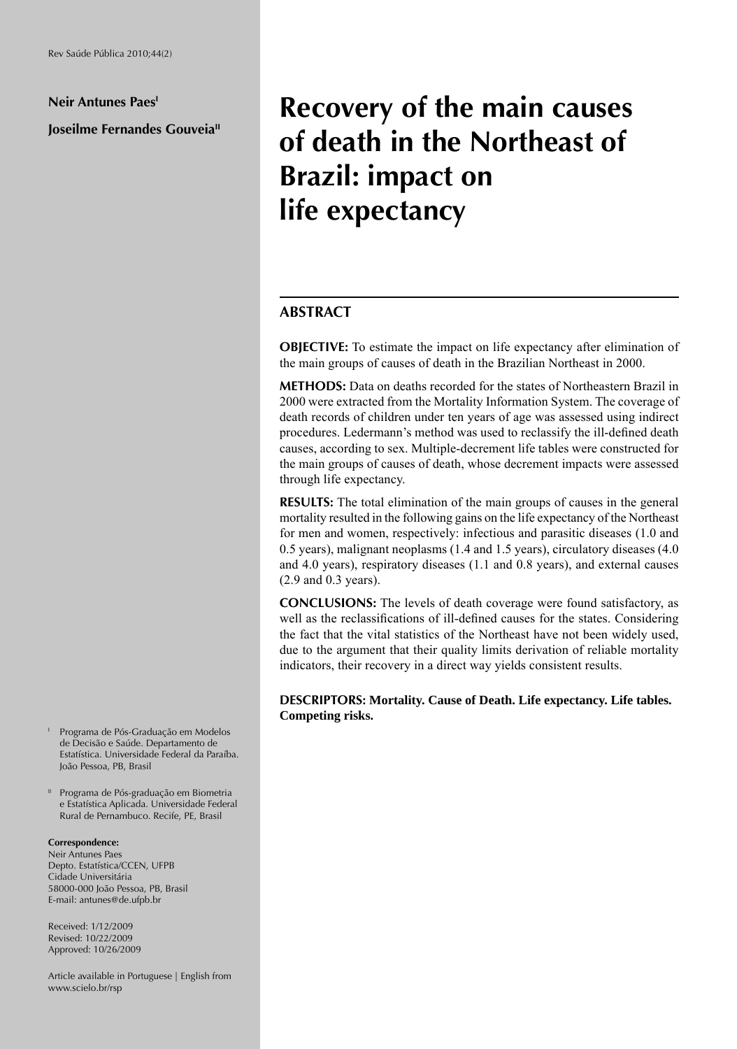**Neir Antunes Paes**[I]

**Joseilme Fernandes Gouveia**[II]

# Recovery of the main causes of death in the Northeast of Brazil: impact on life expectancy

## ABSTRACT

**OBJECTIVE:** To estimate the impact on life expectancy after elimination of the main groups of causes of death in the Brazilian Northeast in 2000.

**METHODS:** Data on deaths recorded for the states of Northeastern Brazil in 2000 were extracted from the Mortality Information System. The coverage of death records of children under ten years of age was assessed using indirect procedures. Ledermann's method was used to reclassify the ill-defined death causes, according to sex. Multiple-decrement life tables were constructed for the main groups of causes of death, whose decrement impacts were assessed through life expectancy.

**RESULTS:** The total elimination of the main groups of causes in the general mortality resulted in the following gains on the life expectancy of the Northeast for men and women, respectively: infectious and parasitic diseases (1.0 and 0.5 years), malignant neoplasms (1.4 and 1.5 years), circulatory diseases (4.0 and 4.0 years), respiratory diseases (1.1 and 0.8 years), and external causes (2.9 and 0.3 years).

**CONCLUSIONS:** The levels of death coverage were found satisfactory, as well as the reclassifications of ill-defined causes for the states. Considering the fact that the vital statistics of the Northeast have not been widely used, due to the argument that their quality limits derivation of reliable mortality indicators, their recovery in a direct way yields consistent results.

**DESCRIPTORS: Mortality. Cause of Death. Life expectancy. Life tables. Competing risks.**

[I] Programa de Pós-Graduação em Modelos de Decisão e Saúde. Departamento de Estatística. Universidade Federal da Paraíba. João Pessoa, PB, Brasil

[II] Programa de Pós-graduação em Biometria e Estatística Aplicada. Universidade Federal Rural de Pernambuco. Recife, PE, Brasil

**Correspondence:**
Neir Antunes Paes
Depto. Estatística/CCEN, UFPB
Cidade Universitária
58000-000 João Pessoa, PB, Brasil
E-mail: antunes@de.ufpb.br

Received: 1/12/2009
Revised: 10/22/2009
Approved: 10/26/2009

Article available in Portuguese | English from www.scielo.br/rsp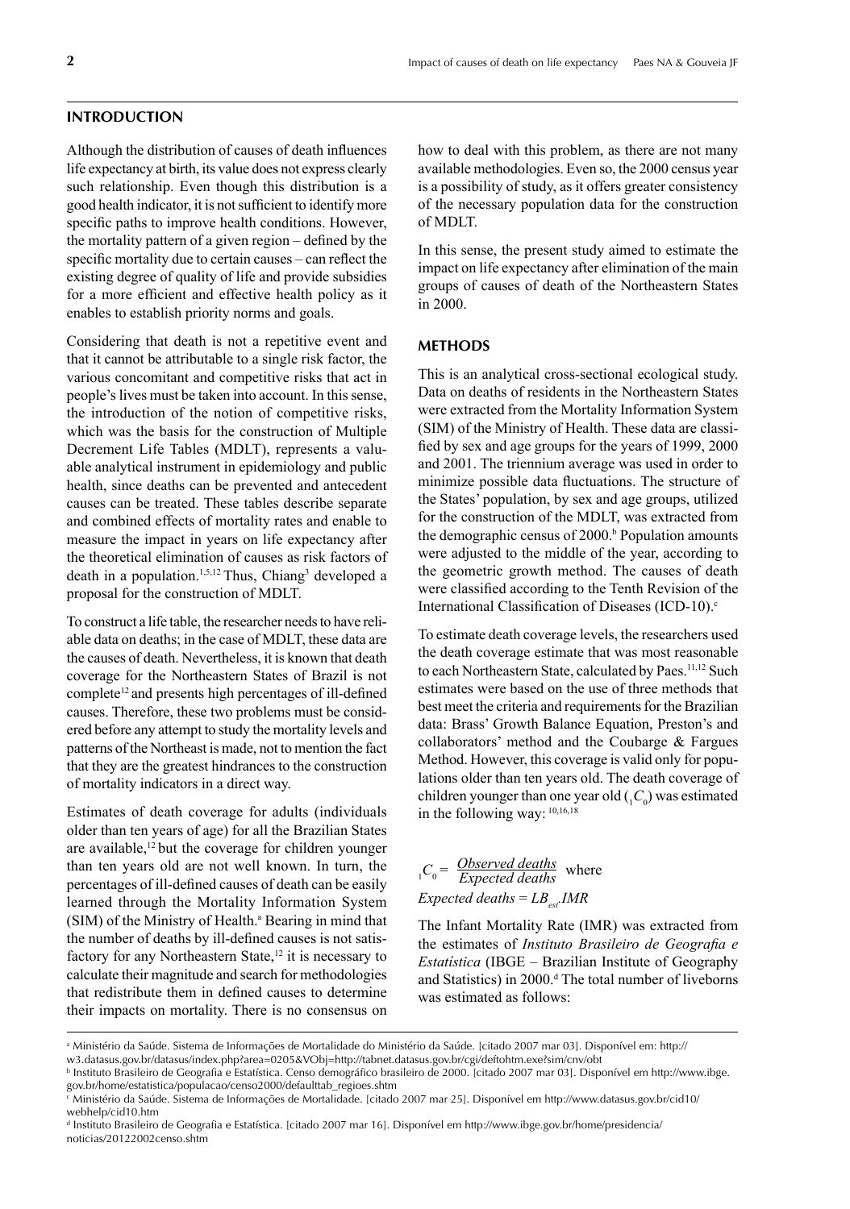## INTRODUCTION

Although the distribution of causes of death influences life expectancy at birth, its value does not express clearly such relationship. Even though this distribution is a good health indicator, it is not sufficient to identify more specific paths to improve health conditions. However, the mortality pattern of a given region – defined by the specific mortality due to certain causes – can reflect the existing degree of quality of life and provide subsidies for a more efficient and effective health policy as it enables to establish priority norms and goals.

Considering that death is not a repetitive event and that it cannot be attributable to a single risk factor, the various concomitant and competitive risks that act in people's lives must be taken into account. In this sense, the introduction of the notion of competitive risks, which was the basis for the construction of Multiple Decrement Life Tables (MDLT), represents a valuable analytical instrument in epidemiology and public health, since deaths can be prevented and antecedent causes can be treated. These tables describe separate and combined effects of mortality rates and enable to measure the impact in years on life expectancy after the theoretical elimination of causes as risk factors of death in a population.[1,5,12] Thus, Chiang[3] developed a proposal for the construction of MDLT.

To construct a life table, the researcher needs to have reliable data on deaths; in the case of MDLT, these data are the causes of death. Nevertheless, it is known that death coverage for the Northeastern States of Brazil is not complete[12] and presents high percentages of ill-defined causes. Therefore, these two problems must be considered before any attempt to study the mortality levels and patterns of the Northeast is made, not to mention the fact that they are the greatest hindrances to the construction of mortality indicators in a direct way.

Estimates of death coverage for adults (individuals older than ten years of age) for all the Brazilian States are available,[12] but the coverage for children younger than ten years old are not well known. In turn, the percentages of ill-defined causes of death can be easily learned through the Mortality Information System (SIM) of the Ministry of Health.[a] Bearing in mind that the number of deaths by ill-defined causes is not satisfactory for any Northeastern State,[12] it is necessary to calculate their magnitude and search for methodologies that redistribute them in defined causes to determine their impacts on mortality. There is no consensus on how to deal with this problem, as there are not many available methodologies. Even so, the 2000 census year is a possibility of study, as it offers greater consistency of the necessary population data for the construction of MDLT.

In this sense, the present study aimed to estimate the impact on life expectancy after elimination of the main groups of causes of death of the Northeastern States in 2000.

## METHODS

This is an analytical cross-sectional ecological study. Data on deaths of residents in the Northeastern States were extracted from the Mortality Information System (SIM) of the Ministry of Health. These data are classified by sex and age groups for the years of 1999, 2000 and 2001. The triennium average was used in order to minimize possible data fluctuations. The structure of the States' population, by sex and age groups, utilized for the construction of the MDLT, was extracted from the demographic census of 2000.[b] Population amounts were adjusted to the middle of the year, according to the geometric growth method. The causes of death were classified according to the Tenth Revision of the International Classification of Diseases (ICD-10).[c]

To estimate death coverage levels, the researchers used the death coverage estimate that was most reasonable to each Northeastern State, calculated by Paes.[11,12] Such estimates were based on the use of three methods that best meet the criteria and requirements for the Brazilian data: Brass' Growth Balance Equation, Preston's and collaborators' method and the Coubarge & Fargues Method. However, this coverage is valid only for populations older than ten years old. The death coverage of children younger than one year old (${}_1C_0$) was estimated in the following way: [10,16,18]

$${}_1C_0 = \frac{\textit{Observed deaths}}{\textit{Expected deaths}} \quad \text{where}$$

$$\textit{Expected deaths} = LB_{est}.IMR$$

The Infant Mortality Rate (IMR) was extracted from the estimates of *Instituto Brasileiro de Geografia e Estatística* (IBGE – Brazilian Institute of Geography and Statistics) in 2000.[d] The total number of liveborns was estimated as follows:

---

[a] Ministério da Saúde. Sistema de Informações de Mortalidade do Ministério da Saúde. [citado 2007 mar 03]. Disponível em: http://w3.datasus.gov.br/datasus/index.php?area=0205&VObj=http://tabnet.datasus.gov.br/cgi/deftohtm.exe?sim/cnv/obt

[b] Instituto Brasileiro de Geografia e Estatística. Censo demográfico brasileiro de 2000. [citado 2007 mar 03]. Disponível em http://www.ibge.gov.br/home/estatistica/populacao/censo2000/defaulttab_regioes.shtm

[c] Ministério da Saúde. Sistema de Informações de Mortalidade. [citado 2007 mar 25]. Disponível em http://www.datasus.gov.br/cid10/webhelp/cid10.htm

[d] Instituto Brasileiro de Geografia e Estatística. [citado 2007 mar 16]. Disponível em http://www.ibge.gov.br/home/presidencia/noticias/20122002censo.shtm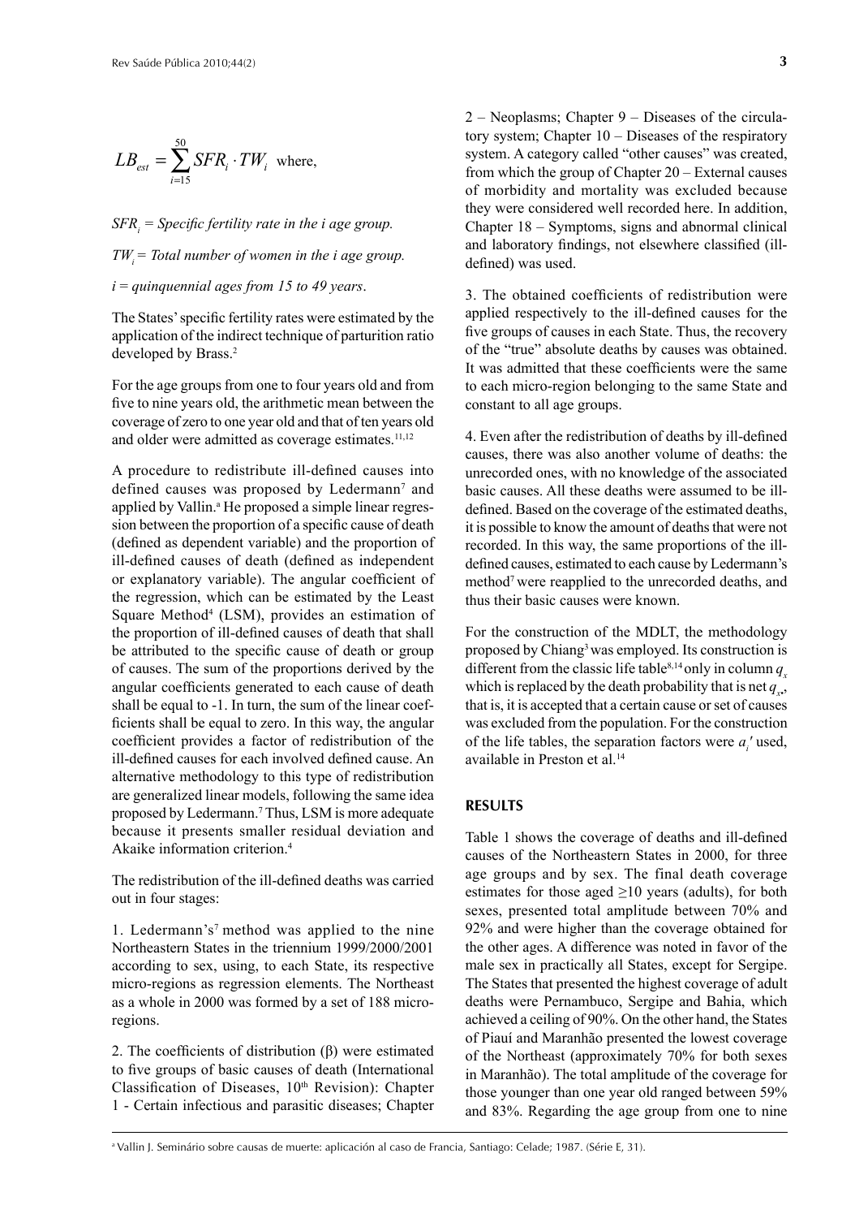$$LB_{est} = \sum_{i=15}^{50} SFR_i \cdot TW_i \text{ where,}$$

*$SFR_i$ = Specific fertility rate in the i age group.*

*$TW_i$ = Total number of women in the i age group.*

*i = quinquennial ages from 15 to 49 years*.

The States' specific fertility rates were estimated by the application of the indirect technique of parturition ratio developed by Brass.[2]

For the age groups from one to four years old and from five to nine years old, the arithmetic mean between the coverage of zero to one year old and that of ten years old and older were admitted as coverage estimates.[11,12]

A procedure to redistribute ill-defined causes into defined causes was proposed by Ledermann[7] and applied by Vallin.[a] He proposed a simple linear regression between the proportion of a specific cause of death (defined as dependent variable) and the proportion of ill-defined causes of death (defined as independent or explanatory variable). The angular coefficient of the regression, which can be estimated by the Least Square Method[4] (LSM), provides an estimation of the proportion of ill-defined causes of death that shall be attributed to the specific cause of death or group of causes. The sum of the proportions derived by the angular coefficients generated to each cause of death shall be equal to -1. In turn, the sum of the linear coefficients shall be equal to zero. In this way, the angular coefficient provides a factor of redistribution of the ill-defined causes for each involved defined cause. An alternative methodology to this type of redistribution are generalized linear models, following the same idea proposed by Ledermann.[7] Thus, LSM is more adequate because it presents smaller residual deviation and Akaike information criterion.[4]

The redistribution of the ill-defined deaths was carried out in four stages:

1. Ledermann's[7] method was applied to the nine Northeastern States in the triennium 1999/2000/2001 according to sex, using, to each State, its respective micro-regions as regression elements. The Northeast as a whole in 2000 was formed by a set of 188 micro-regions.

2. The coefficients of distribution (β) were estimated to five groups of basic causes of death (International Classification of Diseases, 10th Revision): Chapter 1 - Certain infectious and parasitic diseases; Chapter 2 – Neoplasms; Chapter 9 – Diseases of the circulatory system; Chapter 10 – Diseases of the respiratory system. A category called "other causes" was created, from which the group of Chapter 20 – External causes of morbidity and mortality was excluded because they were considered well recorded here. In addition, Chapter 18 – Symptoms, signs and abnormal clinical and laboratory findings, not elsewhere classified (ill-defined) was used.

3. The obtained coefficients of redistribution were applied respectively to the ill-defined causes for the five groups of causes in each State. Thus, the recovery of the "true" absolute deaths by causes was obtained. It was admitted that these coefficients were the same to each micro-region belonging to the same State and constant to all age groups.

4. Even after the redistribution of deaths by ill-defined causes, there was also another volume of deaths: the unrecorded ones, with no knowledge of the associated basic causes. All these deaths were assumed to be ill-defined. Based on the coverage of the estimated deaths, it is possible to know the amount of deaths that were not recorded. In this way, the same proportions of the ill-defined causes, estimated to each cause by Ledermann's method[7] were reapplied to the unrecorded deaths, and thus their basic causes were known.

For the construction of the MDLT, the methodology proposed by Chiang[3] was employed. Its construction is different from the classic life table[8,14] only in column $q_x$ which is replaced by the death probability that is net $q_{x\bullet}$, that is, it is accepted that a certain cause or set of causes was excluded from the population. For the construction of the life tables, the separation factors were $a_i'$ used, available in Preston et al.[14]

## RESULTS

Table 1 shows the coverage of deaths and ill-defined causes of the Northeastern States in 2000, for three age groups and by sex. The final death coverage estimates for those aged ≥10 years (adults), for both sexes, presented total amplitude between 70% and 92% and were higher than the coverage obtained for the other ages. A difference was noted in favor of the male sex in practically all States, except for Sergipe. The States that presented the highest coverage of adult deaths were Pernambuco, Sergipe and Bahia, which achieved a ceiling of 90%. On the other hand, the States of Piauí and Maranhão presented the lowest coverage of the Northeast (approximately 70% for both sexes in Maranhão). The total amplitude of the coverage for those younger than one year old ranged between 59% and 83%. Regarding the age group from one to nine

[a] Vallin J. Seminário sobre causas de muerte: aplicación al caso de Francia, Santiago: Celade; 1987. (Série E, 31).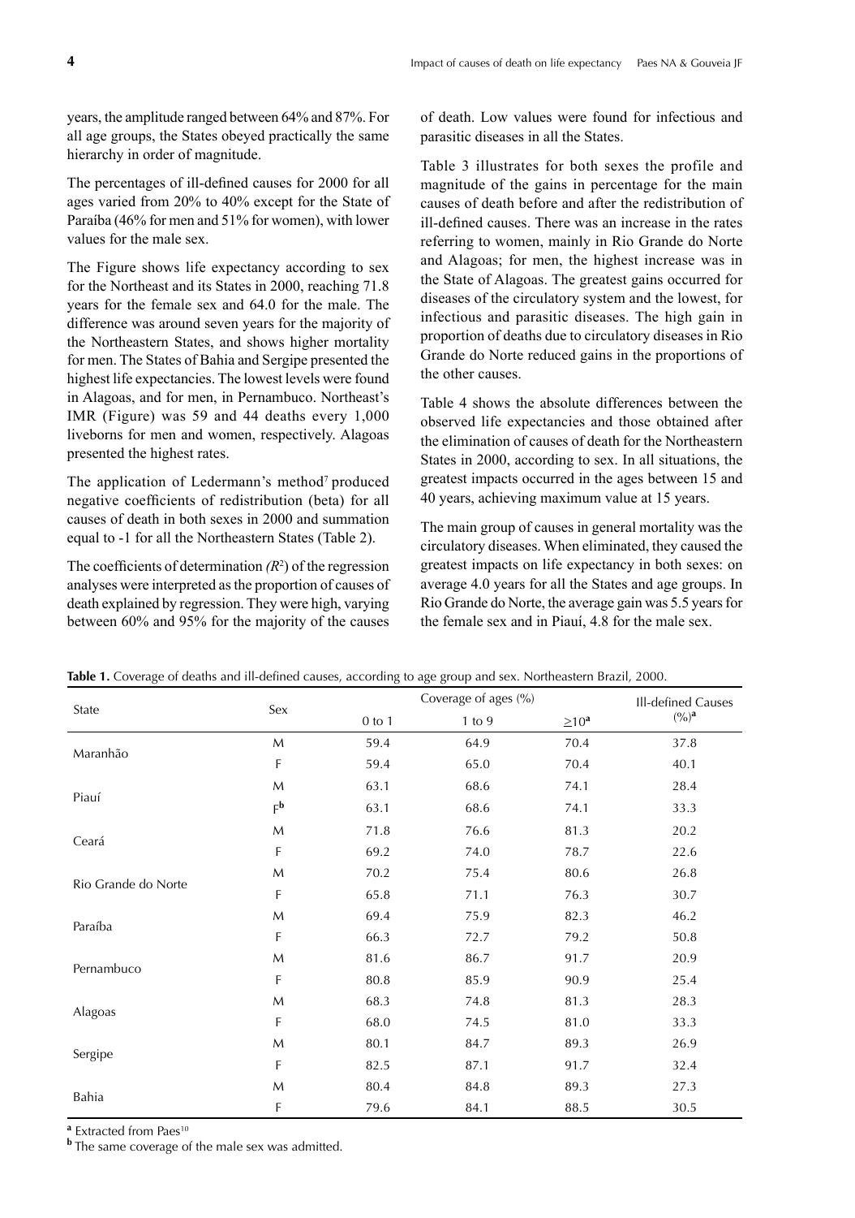years, the amplitude ranged between 64% and 87%. For all age groups, the States obeyed practically the same hierarchy in order of magnitude.

The percentages of ill-defined causes for 2000 for all ages varied from 20% to 40% except for the State of Paraíba (46% for men and 51% for women), with lower values for the male sex.

The Figure shows life expectancy according to sex for the Northeast and its States in 2000, reaching 71.8 years for the female sex and 64.0 for the male. The difference was around seven years for the majority of the Northeastern States, and shows higher mortality for men. The States of Bahia and Sergipe presented the highest life expectancies. The lowest levels were found in Alagoas, and for men, in Pernambuco. Northeast's IMR (Figure) was 59 and 44 deaths every 1,000 liveborns for men and women, respectively. Alagoas presented the highest rates.

The application of Ledermann's method[7] produced negative coefficients of redistribution (beta) for all causes of death in both sexes in 2000 and summation equal to -1 for all the Northeastern States (Table 2).

The coefficients of determination ($R^2$) of the regression analyses were interpreted as the proportion of causes of death explained by regression. They were high, varying between 60% and 95% for the majority of the causes of death. Low values were found for infectious and parasitic diseases in all the States.

Table 3 illustrates for both sexes the profile and magnitude of the gains in percentage for the main causes of death before and after the redistribution of ill-defined causes. There was an increase in the rates referring to women, mainly in Rio Grande do Norte and Alagoas; for men, the highest increase was in the State of Alagoas. The greatest gains occurred for diseases of the circulatory system and the lowest, for infectious and parasitic diseases. The high gain in proportion of deaths due to circulatory diseases in Rio Grande do Norte reduced gains in the proportions of the other causes.

Table 4 shows the absolute differences between the observed life expectancies and those obtained after the elimination of causes of death for the Northeastern States in 2000, according to sex. In all situations, the greatest impacts occurred in the ages between 15 and 40 years, achieving maximum value at 15 years.

The main group of causes in general mortality was the circulatory diseases. When eliminated, they caused the greatest impacts on life expectancy in both sexes: on average 4.0 years for all the States and age groups. In Rio Grande do Norte, the average gain was 5.5 years for the female sex and in Piauí, 4.8 for the male sex.

**Table 1.** Coverage of deaths and ill-defined causes, according to age group and sex. Northeastern Brazil, 2000.

| State | Sex | Coverage of ages (%) | | | Ill-defined Causes (%)[a] |
|---|---|---|---|---|---|
| | | 0 to 1 | 1 to 9 | ≥10[a] | |
| Maranhão | M | 59.4 | 64.9 | 70.4 | 37.8 |
| | F | 59.4 | 65.0 | 70.4 | 40.1 |
| Piauí | M | 63.1 | 68.6 | 74.1 | 28.4 |
| | F[b] | 63.1 | 68.6 | 74.1 | 33.3 |
| Ceará | M | 71.8 | 76.6 | 81.3 | 20.2 |
| | F | 69.2 | 74.0 | 78.7 | 22.6 |
| Rio Grande do Norte | M | 70.2 | 75.4 | 80.6 | 26.8 |
| | F | 65.8 | 71.1 | 76.3 | 30.7 |
| Paraíba | M | 69.4 | 75.9 | 82.3 | 46.2 |
| | F | 66.3 | 72.7 | 79.2 | 50.8 |
| Pernambuco | M | 81.6 | 86.7 | 91.7 | 20.9 |
| | F | 80.8 | 85.9 | 90.9 | 25.4 |
| Alagoas | M | 68.3 | 74.8 | 81.3 | 28.3 |
| | F | 68.0 | 74.5 | 81.0 | 33.3 |
| Sergipe | M | 80.1 | 84.7 | 89.3 | 26.9 |
| | F | 82.5 | 87.1 | 91.7 | 32.4 |
| Bahia | M | 80.4 | 84.8 | 89.3 | 27.3 |
| | F | 79.6 | 84.1 | 88.5 | 30.5 |

[a] Extracted from Paes[10]

[b] The same coverage of the male sex was admitted.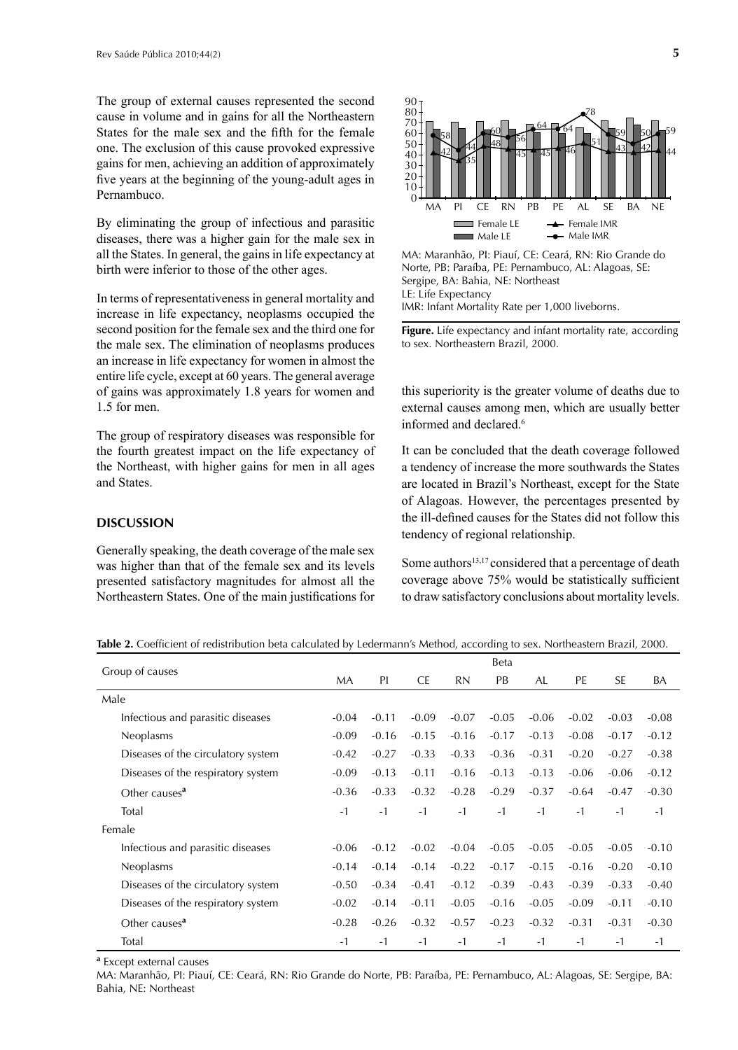The group of external causes represented the second cause in volume and in gains for all the Northeastern States for the male sex and the fifth for the female one. The exclusion of this cause provoked expressive gains for men, achieving an addition of approximately five years at the beginning of the young-adult ages in Pernambuco.

By eliminating the group of infectious and parasitic diseases, there was a higher gain for the male sex in all the States. In general, the gains in life expectancy at birth were inferior to those of the other ages.

In terms of representativeness in general mortality and increase in life expectancy, neoplasms occupied the second position for the female sex and the third one for the male sex. The elimination of neoplasms produces an increase in life expectancy for women in almost the entire life cycle, except at 60 years. The general average of gains was approximately 1.8 years for women and 1.5 for men.

The group of respiratory diseases was responsible for the fourth greatest impact on the life expectancy of the Northeast, with higher gains for men in all ages and States.

## DISCUSSION

Generally speaking, the death coverage of the male sex was higher than that of the female sex and its levels presented satisfactory magnitudes for almost all the Northeastern States. One of the main justifications for this superiority is the greater volume of deaths due to external causes among men, which are usually better informed and declared.[6]

MA: Maranhão, PI: Piauí, CE: Ceará, RN: Rio Grande do Norte, PB: Paraíba, PE: Pernambuco, AL: Alagoas, SE: Sergipe, BA: Bahia, NE: Northeast
LE: Life Expectancy
IMR: Infant Mortality Rate per 1,000 liveborns.

**Figure.** Life expectancy and infant mortality rate, according to sex. Northeastern Brazil, 2000.

It can be concluded that the death coverage followed a tendency of increase the more southwards the States are located in Brazil's Northeast, except for the State of Alagoas. However, the percentages presented by the ill-defined causes for the States did not follow this tendency of regional relationship.

Some authors[13,17] considered that a percentage of death coverage above 75% would be statistically sufficient to draw satisfactory conclusions about mortality levels.

**Table 2.** Coefficient of redistribution beta calculated by Ledermann's Method, according to sex. Northeastern Brazil, 2000.

| Group of causes | Beta | | | | | | | | |
|---|---|---|---|---|---|---|---|---|---|
| | MA | PI | CE | RN | PB | AL | PE | SE | BA |
| **Male** | | | | | | | | | |
| Infectious and parasitic diseases | -0.04 | -0.11 | -0.09 | -0.07 | -0.05 | -0.06 | -0.02 | -0.03 | -0.08 |
| Neoplasms | -0.09 | -0.16 | -0.15 | -0.16 | -0.17 | -0.13 | -0.08 | -0.17 | -0.12 |
| Diseases of the circulatory system | -0.42 | -0.27 | -0.33 | -0.33 | -0.36 | -0.31 | -0.20 | -0.27 | -0.38 |
| Diseases of the respiratory system | -0.09 | -0.13 | -0.11 | -0.16 | -0.13 | -0.13 | -0.06 | -0.06 | -0.12 |
| Other causes[a] | -0.36 | -0.33 | -0.32 | -0.28 | -0.29 | -0.37 | -0.64 | -0.47 | -0.30 |
| Total | -1 | -1 | -1 | -1 | -1 | -1 | -1 | -1 | -1 |
| **Female** | | | | | | | | | |
| Infectious and parasitic diseases | -0.06 | -0.12 | -0.02 | -0.04 | -0.05 | -0.05 | -0.05 | -0.05 | -0.10 |
| Neoplasms | -0.14 | -0.14 | -0.14 | -0.22 | -0.17 | -0.15 | -0.16 | -0.20 | -0.10 |
| Diseases of the circulatory system | -0.50 | -0.34 | -0.41 | -0.12 | -0.39 | -0.43 | -0.39 | -0.33 | -0.40 |
| Diseases of the respiratory system | -0.02 | -0.14 | -0.11 | -0.05 | -0.16 | -0.05 | -0.09 | -0.11 | -0.10 |
| Other causes[a] | -0.28 | -0.26 | -0.32 | -0.57 | -0.23 | -0.32 | -0.31 | -0.31 | -0.30 |
| Total | -1 | -1 | -1 | -1 | -1 | -1 | -1 | -1 | -1 |

[a] Except external causes

MA: Maranhão, PI: Piauí, CE: Ceará, RN: Rio Grande do Norte, PB: Paraíba, PE: Pernambuco, AL: Alagoas, SE: Sergipe, BA: Bahia, NE: Northeast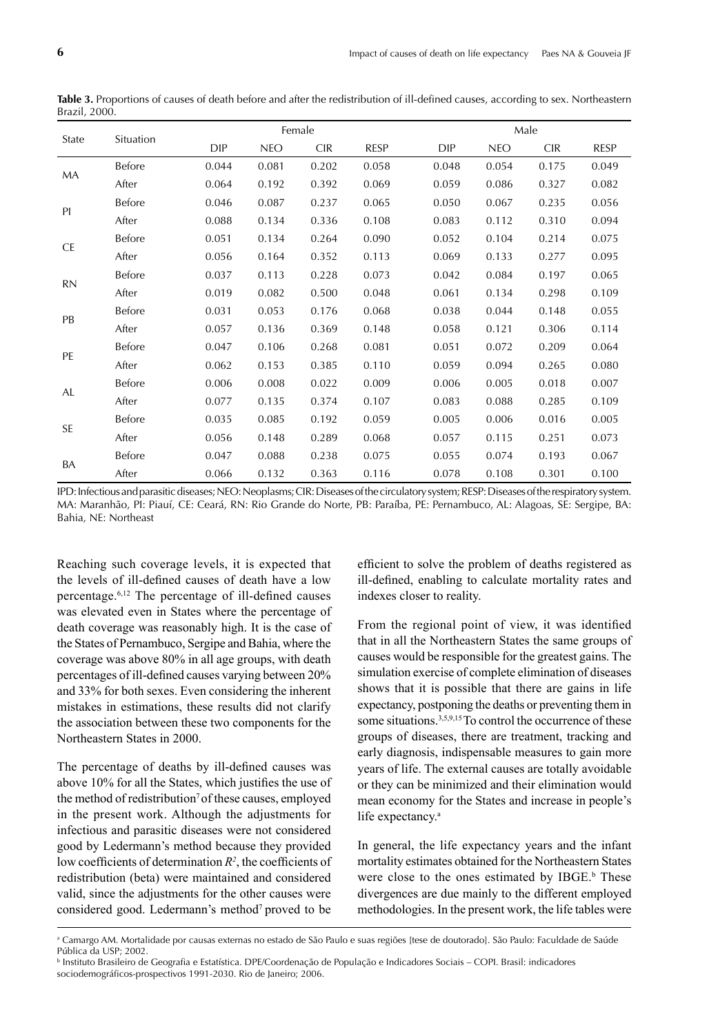**Table 3.** Proportions of causes of death before and after the redistribution of ill-defined causes, according to sex. Northeastern Brazil, 2000.

| State | Situation | Female | | | | Male | | | |
|---|---|---|---|---|---|---|---|---|---|
| | | DIP | NEO | CIR | RESP | DIP | NEO | CIR | RESP |
| MA | Before | 0.044 | 0.081 | 0.202 | 0.058 | 0.048 | 0.054 | 0.175 | 0.049 |
| | After | 0.064 | 0.192 | 0.392 | 0.069 | 0.059 | 0.086 | 0.327 | 0.082 |
| PI | Before | 0.046 | 0.087 | 0.237 | 0.065 | 0.050 | 0.067 | 0.235 | 0.056 |
| | After | 0.088 | 0.134 | 0.336 | 0.108 | 0.083 | 0.112 | 0.310 | 0.094 |
| CE | Before | 0.051 | 0.134 | 0.264 | 0.090 | 0.052 | 0.104 | 0.214 | 0.075 |
| | After | 0.056 | 0.164 | 0.352 | 0.113 | 0.069 | 0.133 | 0.277 | 0.095 |
| RN | Before | 0.037 | 0.113 | 0.228 | 0.073 | 0.042 | 0.084 | 0.197 | 0.065 |
| | After | 0.019 | 0.082 | 0.500 | 0.048 | 0.061 | 0.134 | 0.298 | 0.109 |
| PB | Before | 0.031 | 0.053 | 0.176 | 0.068 | 0.038 | 0.044 | 0.148 | 0.055 |
| | After | 0.057 | 0.136 | 0.369 | 0.148 | 0.058 | 0.121 | 0.306 | 0.114 |
| PE | Before | 0.047 | 0.106 | 0.268 | 0.081 | 0.051 | 0.072 | 0.209 | 0.064 |
| | After | 0.062 | 0.153 | 0.385 | 0.110 | 0.059 | 0.094 | 0.265 | 0.080 |
| AL | Before | 0.006 | 0.008 | 0.022 | 0.009 | 0.006 | 0.005 | 0.018 | 0.007 |
| | After | 0.077 | 0.135 | 0.374 | 0.107 | 0.083 | 0.088 | 0.285 | 0.109 |
| SE | Before | 0.035 | 0.085 | 0.192 | 0.059 | 0.005 | 0.006 | 0.016 | 0.005 |
| | After | 0.056 | 0.148 | 0.289 | 0.068 | 0.057 | 0.115 | 0.251 | 0.073 |
| BA | Before | 0.047 | 0.088 | 0.238 | 0.075 | 0.055 | 0.074 | 0.193 | 0.067 |
| | After | 0.066 | 0.132 | 0.363 | 0.116 | 0.078 | 0.108 | 0.301 | 0.100 |

IPD: Infectious and parasitic diseases; NEO: Neoplasms; CIR: Diseases of the circulatory system; RESP: Diseases of the respiratory system. MA: Maranhão, PI: Piauí, CE: Ceará, RN: Rio Grande do Norte, PB: Paraíba, PE: Pernambuco, AL: Alagoas, SE: Sergipe, BA: Bahia, NE: Northeast

Reaching such coverage levels, it is expected that the levels of ill-defined causes of death have a low percentage.[6,12] The percentage of ill-defined causes was elevated even in States where the percentage of death coverage was reasonably high. It is the case of the States of Pernambuco, Sergipe and Bahia, where the coverage was above 80% in all age groups, with death percentages of ill-defined causes varying between 20% and 33% for both sexes. Even considering the inherent mistakes in estimations, these results did not clarify the association between these two components for the Northeastern States in 2000.

The percentage of deaths by ill-defined causes was above 10% for all the States, which justifies the use of the method of redistribution[7] of these causes, employed in the present work. Although the adjustments for infectious and parasitic diseases were not considered good by Ledermann's method because they provided low coefficients of determination $R^2$, the coefficients of redistribution (beta) were maintained and considered valid, since the adjustments for the other causes were considered good. Ledermann's method[7] proved to be efficient to solve the problem of deaths registered as ill-defined, enabling to calculate mortality rates and indexes closer to reality.

From the regional point of view, it was identified that in all the Northeastern States the same groups of causes would be responsible for the greatest gains. The simulation exercise of complete elimination of diseases shows that it is possible that there are gains in life expectancy, postponing the deaths or preventing them in some situations.[3,5,9,15] To control the occurrence of these groups of diseases, there are treatment, tracking and early diagnosis, indispensable measures to gain more years of life. The external causes are totally avoidable or they can be minimized and their elimination would mean economy for the States and increase in people's life expectancy.[a]

In general, the life expectancy years and the infant mortality estimates obtained for the Northeastern States were close to the ones estimated by IBGE.[b] These divergences are due mainly to the different employed methodologies. In the present work, the life tables were

[a] Camargo AM. Mortalidade por causas externas no estado de São Paulo e suas regiões [tese de doutorado]. São Paulo: Faculdade de Saúde Pública da USP; 2002.

[b] Instituto Brasileiro de Geografia e Estatística. DPE/Coordenação de População e Indicadores Sociais – COPI. Brasil: indicadores sociodemográficos-prospectivos 1991-2030. Rio de Janeiro; 2006.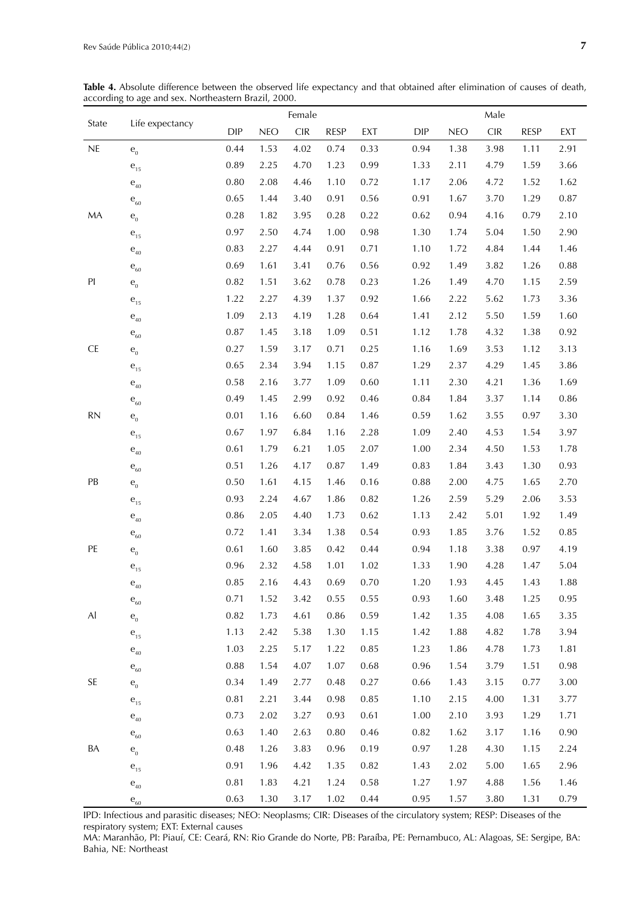**Table 4.** Absolute difference between the observed life expectancy and that obtained after elimination of causes of death, according to age and sex. Northeastern Brazil, 2000.

| State | Life expectancy | Female | | | | | Male | | | | |
|---|---|---|---|---|---|---|---|---|---|---|---|
| | | DIP | NEO | CIR | RESP | EXT | DIP | NEO | CIR | RESP | EXT |
| NE | $e_0$ | 0.44 | 1.53 | 4.02 | 0.74 | 0.33 | 0.94 | 1.38 | 3.98 | 1.11 | 2.91 |
| | $e_{15}$ | 0.89 | 2.25 | 4.70 | 1.23 | 0.99 | 1.33 | 2.11 | 4.79 | 1.59 | 3.66 |
| | $e_{40}$ | 0.80 | 2.08 | 4.46 | 1.10 | 0.72 | 1.17 | 2.06 | 4.72 | 1.52 | 1.62 |
| | $e_{60}$ | 0.65 | 1.44 | 3.40 | 0.91 | 0.56 | 0.91 | 1.67 | 3.70 | 1.29 | 0.87 |
| MA | $e_0$ | 0.28 | 1.82 | 3.95 | 0.28 | 0.22 | 0.62 | 0.94 | 4.16 | 0.79 | 2.10 |
| | $e_{15}$ | 0.97 | 2.50 | 4.74 | 1.00 | 0.98 | 1.30 | 1.74 | 5.04 | 1.50 | 2.90 |
| | $e_{40}$ | 0.83 | 2.27 | 4.44 | 0.91 | 0.71 | 1.10 | 1.72 | 4.84 | 1.44 | 1.46 |
| | $e_{60}$ | 0.69 | 1.61 | 3.41 | 0.76 | 0.56 | 0.92 | 1.49 | 3.82 | 1.26 | 0.88 |
| PI | $e_0$ | 0.82 | 1.51 | 3.62 | 0.78 | 0.23 | 1.26 | 1.49 | 4.70 | 1.15 | 2.59 |
| | $e_{15}$ | 1.22 | 2.27 | 4.39 | 1.37 | 0.92 | 1.66 | 2.22 | 5.62 | 1.73 | 3.36 |
| | $e_{40}$ | 1.09 | 2.13 | 4.19 | 1.28 | 0.64 | 1.41 | 2.12 | 5.50 | 1.59 | 1.60 |
| | $e_{60}$ | 0.87 | 1.45 | 3.18 | 1.09 | 0.51 | 1.12 | 1.78 | 4.32 | 1.38 | 0.92 |
| CE | $e_0$ | 0.27 | 1.59 | 3.17 | 0.71 | 0.25 | 1.16 | 1.69 | 3.53 | 1.12 | 3.13 |
| | $e_{15}$ | 0.65 | 2.34 | 3.94 | 1.15 | 0.87 | 1.29 | 2.37 | 4.29 | 1.45 | 3.86 |
| | $e_{40}$ | 0.58 | 2.16 | 3.77 | 1.09 | 0.60 | 1.11 | 2.30 | 4.21 | 1.36 | 1.69 |
| | $e_{60}$ | 0.49 | 1.45 | 2.99 | 0.92 | 0.46 | 0.84 | 1.84 | 3.37 | 1.14 | 0.86 |
| RN | $e_0$ | 0.01 | 1.16 | 6.60 | 0.84 | 1.46 | 0.59 | 1.62 | 3.55 | 0.97 | 3.30 |
| | $e_{15}$ | 0.67 | 1.97 | 6.84 | 1.16 | 2.28 | 1.09 | 2.40 | 4.53 | 1.54 | 3.97 |
| | $e_{40}$ | 0.61 | 1.79 | 6.21 | 1.05 | 2.07 | 1.00 | 2.34 | 4.50 | 1.53 | 1.78 |
| | $e_{60}$ | 0.51 | 1.26 | 4.17 | 0.87 | 1.49 | 0.83 | 1.84 | 3.43 | 1.30 | 0.93 |
| PB | $e_0$ | 0.50 | 1.61 | 4.15 | 1.46 | 0.16 | 0.88 | 2.00 | 4.75 | 1.65 | 2.70 |
| | $e_{15}$ | 0.93 | 2.24 | 4.67 | 1.86 | 0.82 | 1.26 | 2.59 | 5.29 | 2.06 | 3.53 |
| | $e_{40}$ | 0.86 | 2.05 | 4.40 | 1.73 | 0.62 | 1.13 | 2.42 | 5.01 | 1.92 | 1.49 |
| | $e_{60}$ | 0.72 | 1.41 | 3.34 | 1.38 | 0.54 | 0.93 | 1.85 | 3.76 | 1.52 | 0.85 |
| PE | $e_0$ | 0.61 | 1.60 | 3.85 | 0.42 | 0.44 | 0.94 | 1.18 | 3.38 | 0.97 | 4.19 |
| | $e_{15}$ | 0.96 | 2.32 | 4.58 | 1.01 | 1.02 | 1.33 | 1.90 | 4.28 | 1.47 | 5.04 |
| | $e_{40}$ | 0.85 | 2.16 | 4.43 | 0.69 | 0.70 | 1.20 | 1.93 | 4.45 | 1.43 | 1.88 |
| | $e_{60}$ | 0.71 | 1.52 | 3.42 | 0.55 | 0.55 | 0.93 | 1.60 | 3.48 | 1.25 | 0.95 |
| Al | $e_0$ | 0.82 | 1.73 | 4.61 | 0.86 | 0.59 | 1.42 | 1.35 | 4.08 | 1.65 | 3.35 |
| | $e_{15}$ | 1.13 | 2.42 | 5.38 | 1.30 | 1.15 | 1.42 | 1.88 | 4.82 | 1.78 | 3.94 |
| | $e_{40}$ | 1.03 | 2.25 | 5.17 | 1.22 | 0.85 | 1.23 | 1.86 | 4.78 | 1.73 | 1.81 |
| | $e_{60}$ | 0.88 | 1.54 | 4.07 | 1.07 | 0.68 | 0.96 | 1.54 | 3.79 | 1.51 | 0.98 |
| SE | $e_0$ | 0.34 | 1.49 | 2.77 | 0.48 | 0.27 | 0.66 | 1.43 | 3.15 | 0.77 | 3.00 |
| | $e_{15}$ | 0.81 | 2.21 | 3.44 | 0.98 | 0.85 | 1.10 | 2.15 | 4.00 | 1.31 | 3.77 |
| | $e_{40}$ | 0.73 | 2.02 | 3.27 | 0.93 | 0.61 | 1.00 | 2.10 | 3.93 | 1.29 | 1.71 |
| | $e_{60}$ | 0.63 | 1.40 | 2.63 | 0.80 | 0.46 | 0.82 | 1.62 | 3.17 | 1.16 | 0.90 |
| BA | $e_0$ | 0.48 | 1.26 | 3.83 | 0.96 | 0.19 | 0.97 | 1.28 | 4.30 | 1.15 | 2.24 |
| | $e_{15}$ | 0.91 | 1.96 | 4.42 | 1.35 | 0.82 | 1.43 | 2.02 | 5.00 | 1.65 | 2.96 |
| | $e_{40}$ | 0.81 | 1.83 | 4.21 | 1.24 | 0.58 | 1.27 | 1.97 | 4.88 | 1.56 | 1.46 |
| | $e_{60}$ | 0.63 | 1.30 | 3.17 | 1.02 | 0.44 | 0.95 | 1.57 | 3.80 | 1.31 | 0.79 |

IPD: Infectious and parasitic diseases; NEO: Neoplasms; CIR: Diseases of the circulatory system; RESP: Diseases of the respiratory system; EXT: External causes

MA: Maranhão, PI: Piauí, CE: Ceará, RN: Rio Grande do Norte, PB: Paraíba, PE: Pernambuco, AL: Alagoas, SE: Sergipe, BA: Bahia, NE: Northeast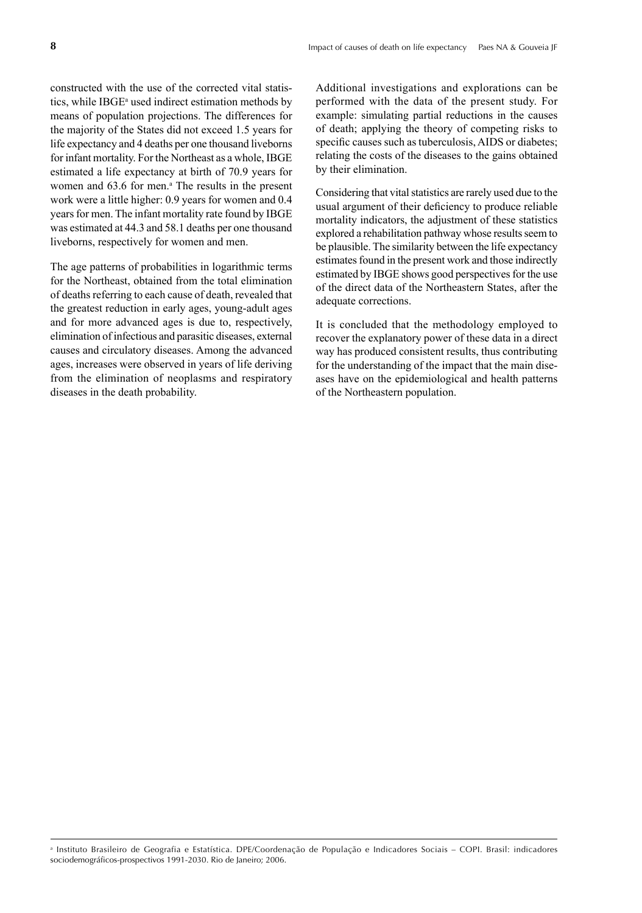constructed with the use of the corrected vital statistics, while IBGE[a] used indirect estimation methods by means of population projections. The differences for the majority of the States did not exceed 1.5 years for life expectancy and 4 deaths per one thousand liveborns for infant mortality. For the Northeast as a whole, IBGE estimated a life expectancy at birth of 70.9 years for women and 63.6 for men.[a] The results in the present work were a little higher: 0.9 years for women and 0.4 years for men. The infant mortality rate found by IBGE was estimated at 44.3 and 58.1 deaths per one thousand liveborns, respectively for women and men.

The age patterns of probabilities in logarithmic terms for the Northeast, obtained from the total elimination of deaths referring to each cause of death, revealed that the greatest reduction in early ages, young-adult ages and for more advanced ages is due to, respectively, elimination of infectious and parasitic diseases, external causes and circulatory diseases. Among the advanced ages, increases were observed in years of life deriving from the elimination of neoplasms and respiratory diseases in the death probability.

Additional investigations and explorations can be performed with the data of the present study. For example: simulating partial reductions in the causes of death; applying the theory of competing risks to specific causes such as tuberculosis, AIDS or diabetes; relating the costs of the diseases to the gains obtained by their elimination.

Considering that vital statistics are rarely used due to the usual argument of their deficiency to produce reliable mortality indicators, the adjustment of these statistics explored a rehabilitation pathway whose results seem to be plausible. The similarity between the life expectancy estimates found in the present work and those indirectly estimated by IBGE shows good perspectives for the use of the direct data of the Northeastern States, after the adequate corrections.

It is concluded that the methodology employed to recover the explanatory power of these data in a direct way has produced consistent results, thus contributing for the understanding of the impact that the main diseases have on the epidemiological and health patterns of the Northeastern population.

[a] Instituto Brasileiro de Geografia e Estatística. DPE/Coordenação de População e Indicadores Sociais – COPI. Brasil: indicadores sociodemográficos-prospectivos 1991-2030. Rio de Janeiro; 2006.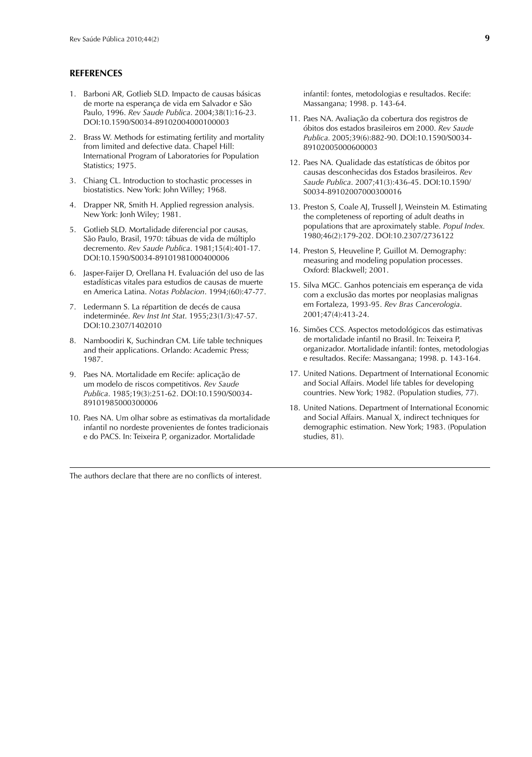## REFERENCES

1. Barboni AR, Gotlieb SLD. Impacto de causas básicas de morte na esperança de vida em Salvador e São Paulo, 1996. *Rev Saude Publica*. 2004;38(1):16-23. DOI:10.1590/S0034-89102004000100003
2. Brass W. Methods for estimating fertility and mortality from limited and defective data. Chapel Hill: International Program of Laboratories for Population Statistics; 1975.
3. Chiang CL. Introduction to stochastic processes in biostatistics. New York: John Willey; 1968.
4. Drapper NR, Smith H. Applied regression analysis. New York: Jonh Wiley; 1981.
5. Gotlieb SLD. Mortalidade diferencial por causas, São Paulo, Brasil, 1970: tábuas de vida de múltiplo decremento. *Rev Saude Publica*. 1981;15(4):401-17. DOI:10.1590/S0034-89101981000400006
6. Jasper-Faijer D, Orellana H. Evaluación del uso de las estadísticas vitales para estudios de causas de muerte en America Latina. *Notas Poblacion*. 1994;(60):47-77.
7. Ledermann S. La répartition de decés de causa indeterminée. *Rev Inst Int Stat*. 1955;23(1/3):47-57. DOI:10.2307/1402010
8. Namboodiri K, Suchindran CM. Life table techniques and their applications. Orlando: Academic Press; 1987.
9. Paes NA. Mortalidade em Recife: aplicação de um modelo de riscos competitivos. *Rev Saude Publica*. 1985;19(3):251-62. DOI:10.1590/S0034-89101985000300006
10. Paes NA. Um olhar sobre as estimativas da mortalidade infantil no nordeste provenientes de fontes tradicionais e do PACS. In: Teixeira P, organizador. Mortalidade infantil: fontes, metodologias e resultados. Recife: Massangana; 1998. p. 143-64.
11. Paes NA. Avaliação da cobertura dos registros de óbitos dos estados brasileiros em 2000. *Rev Saude Publica*. 2005;39(6):882-90. DOI:10.1590/S0034-89102005000600003
12. Paes NA. Qualidade das estatísticas de óbitos por causas desconhecidas dos Estados brasileiros. *Rev Saude Publica*. 2007;41(3):436-45. DOI:10.1590/S0034-89102007000300016
13. Preston S, Coale AJ, Trussell J, Weinstein M. Estimating the completeness of reporting of adult deaths in populations that are aproximately stable. *Popul Index*. 1980;46(2):179-202. DOI:10.2307/2736122
14. Preston S, Heuveline P, Guillot M. Demography: measuring and modeling population processes. Oxford: Blackwell; 2001.
15. Silva MGC. Ganhos potenciais em esperança de vida com a exclusão das mortes por neoplasias malignas em Fortaleza, 1993-95. *Rev Bras Cancerologia*. 2001;47(4):413-24.
16. Simões CCS. Aspectos metodológicos das estimativas de mortalidade infantil no Brasil. In: Teixeira P, organizador. Mortalidade infantil: fontes, metodologias e resultados. Recife: Massangana; 1998. p. 143-164.
17. United Nations. Department of International Economic and Social Affairs. Model life tables for developing countries. New York; 1982. (Population studies, 77).
18. United Nations. Department of International Economic and Social Affairs. Manual X, indirect techniques for demographic estimation. New York; 1983. (Population studies, 81).

---

The authors declare that there are no conflicts of interest.